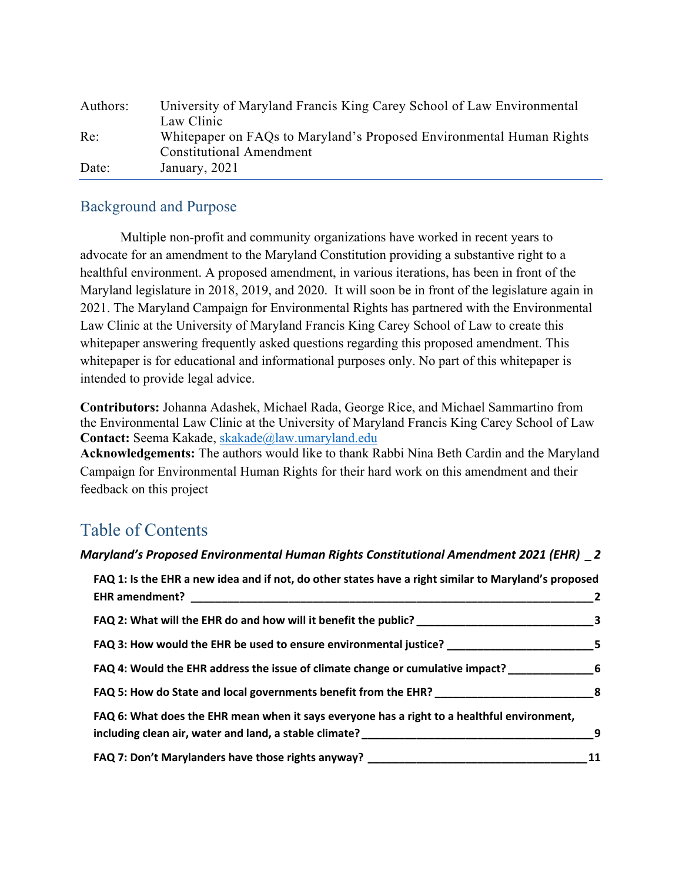| | |
|---|---|
| Authors: | University of Maryland Francis King Carey School of Law Environmental Law Clinic |
| Re: | Whitepaper on FAQs to Maryland's Proposed Environmental Human Rights Constitutional Amendment |
| Date: | January, 2021 |

## Background and Purpose

Multiple non-profit and community organizations have worked in recent years to advocate for an amendment to the Maryland Constitution providing a substantive right to a healthful environment. A proposed amendment, in various iterations, has been in front of the Maryland legislature in 2018, 2019, and 2020. It will soon be in front of the legislature again in 2021. The Maryland Campaign for Environmental Rights has partnered with the Environmental Law Clinic at the University of Maryland Francis King Carey School of Law to create this whitepaper answering frequently asked questions regarding this proposed amendment. This whitepaper is for educational and informational purposes only. No part of this whitepaper is intended to provide legal advice.

**Contributors:** Johanna Adashek, Michael Rada, George Rice, and Michael Sammartino from the Environmental Law Clinic at the University of Maryland Francis King Carey School of Law
**Contact:** Seema Kakade, skakade@law.umaryland.edu
**Acknowledgements:** The authors would like to thank Rabbi Nina Beth Cardin and the Maryland Campaign for Environmental Human Rights for their hard work on this amendment and their feedback on this project

## Table of Contents

***Maryland's Proposed Environmental Human Rights Constitutional Amendment 2021 (EHR)*** _ 2

- **FAQ 1: Is the EHR a new idea and if not, do other states have a right similar to Maryland's proposed EHR amendment?** _ 2
- **FAQ 2: What will the EHR do and how will it benefit the public?** _ 3
- **FAQ 3: How would the EHR be used to ensure environmental justice?** _ 5
- **FAQ 4: Would the EHR address the issue of climate change or cumulative impact?** _ 6
- **FAQ 5: How do State and local governments benefit from the EHR?** _ 8
- **FAQ 6: What does the EHR mean when it says everyone has a right to a healthful environment, including clean air, water and land, a stable climate?** _ 9
- **FAQ 7: Don't Marylanders have those rights anyway?** _ 11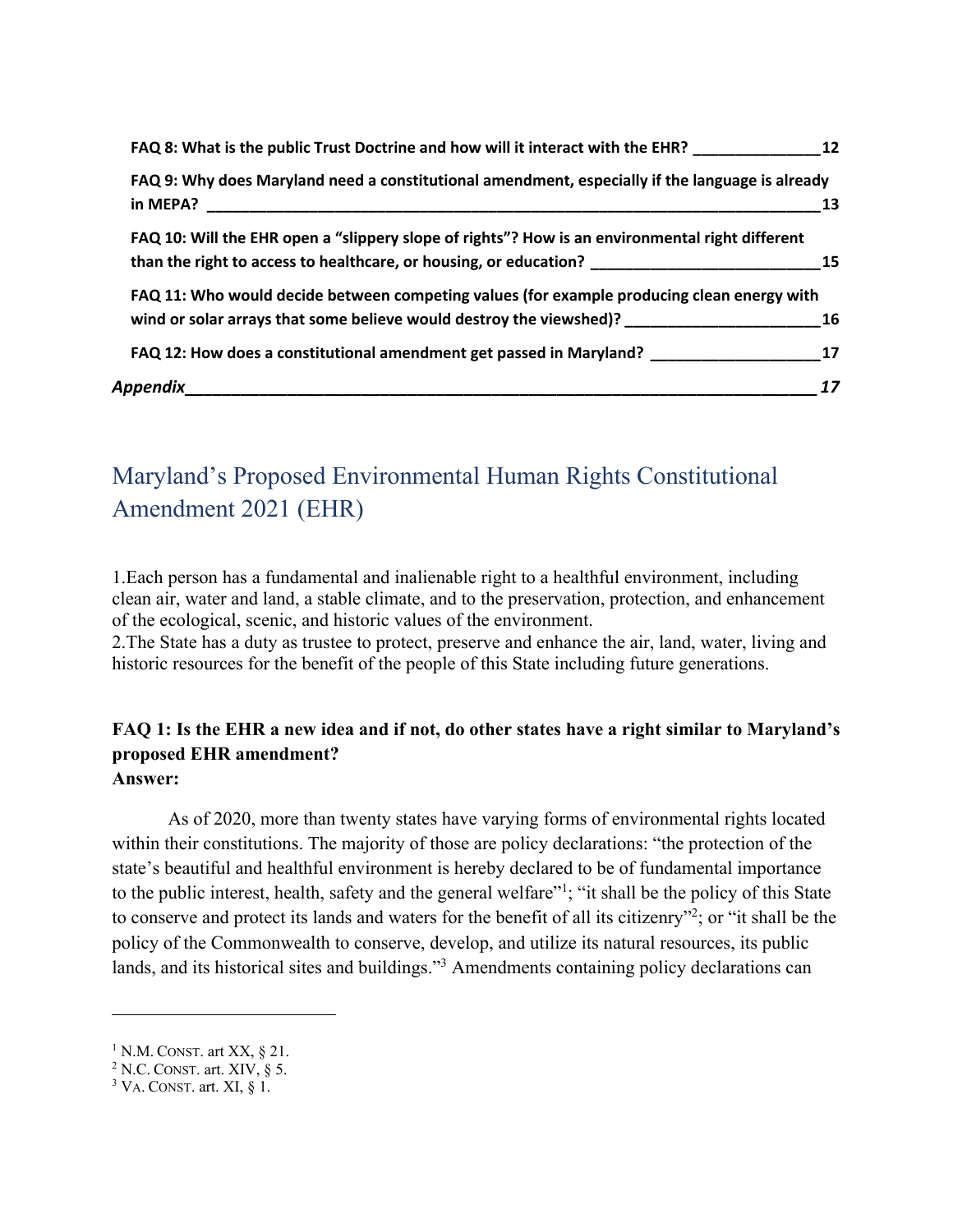FAQ 8: What is the public Trust Doctrine and how will it interact with the EHR? _______________ 12

FAQ 9: Why does Maryland need a constitutional amendment, especially if the language is already in MEPA? _______________ 13

FAQ 10: Will the EHR open a "slippery slope of rights"? How is an environmental right different than the right to access to healthcare, or housing, or education? _______________ 15

FAQ 11: Who would decide between competing values (for example producing clean energy with wind or solar arrays that some believe would destroy the viewshed)? _______________ 16

FAQ 12: How does a constitutional amendment get passed in Maryland? _______________ 17

*Appendix _______________ 17*

# Maryland's Proposed Environmental Human Rights Constitutional Amendment 2021 (EHR)

1. Each person has a fundamental and inalienable right to a healthful environment, including clean air, water and land, a stable climate, and to the preservation, protection, and enhancement of the ecological, scenic, and historic values of the environment.
2. The State has a duty as trustee to protect, preserve and enhance the air, land, water, living and historic resources for the benefit of the people of this State including future generations.

### FAQ 1: Is the EHR a new idea and if not, do other states have a right similar to Maryland's proposed EHR amendment?

**Answer:**

As of 2020, more than twenty states have varying forms of environmental rights located within their constitutions. The majority of those are policy declarations: "the protection of the state's beautiful and healthful environment is hereby declared to be of fundamental importance to the public interest, health, safety and the general welfare"[1]; "it shall be the policy of this State to conserve and protect its lands and waters for the benefit of all its citizenry"[2]; or "it shall be the policy of the Commonwealth to conserve, develop, and utilize its natural resources, its public lands, and its historical sites and buildings."[3] Amendments containing policy declarations can

---

[1] N.M. CONST. art XX, § 21.
[2] N.C. CONST. art. XIV, § 5.
[3] VA. CONST. art. XI, § 1.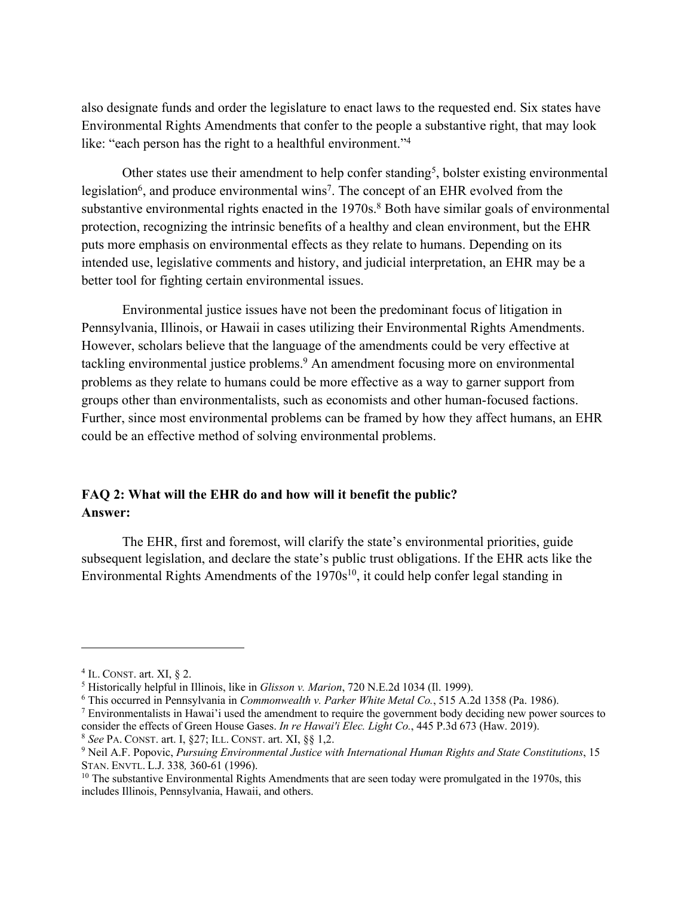also designate funds and order the legislature to enact laws to the requested end. Six states have Environmental Rights Amendments that confer to the people a substantive right, that may look like: "each person has the right to a healthful environment."[4]

Other states use their amendment to help confer standing[5], bolster existing environmental legislation[6], and produce environmental wins[7]. The concept of an EHR evolved from the substantive environmental rights enacted in the 1970s.[8] Both have similar goals of environmental protection, recognizing the intrinsic benefits of a healthy and clean environment, but the EHR puts more emphasis on environmental effects as they relate to humans. Depending on its intended use, legislative comments and history, and judicial interpretation, an EHR may be a better tool for fighting certain environmental issues.

Environmental justice issues have not been the predominant focus of litigation in Pennsylvania, Illinois, or Hawaii in cases utilizing their Environmental Rights Amendments. However, scholars believe that the language of the amendments could be very effective at tackling environmental justice problems.[9] An amendment focusing more on environmental problems as they relate to humans could be more effective as a way to garner support from groups other than environmentalists, such as economists and other human-focused factions. Further, since most environmental problems can be framed by how they affect humans, an EHR could be an effective method of solving environmental problems.

**FAQ 2: What will the EHR do and how will it benefit the public?**
**Answer:**

The EHR, first and foremost, will clarify the state's environmental priorities, guide subsequent legislation, and declare the state's public trust obligations. If the EHR acts like the Environmental Rights Amendments of the 1970s[10], it could help confer legal standing in

---

[4] IL. CONST. art. XI, § 2.

[5] Historically helpful in Illinois, like in *Glisson v. Marion*, 720 N.E.2d 1034 (Il. 1999).

[6] This occurred in Pennsylvania in *Commonwealth v. Parker White Metal Co.*, 515 A.2d 1358 (Pa. 1986).

[7] Environmentalists in Hawai'i used the amendment to require the government body deciding new power sources to consider the effects of Green House Gases. *In re Hawai'i Elec. Light Co.*, 445 P.3d 673 (Haw. 2019).

[8] *See* PA. CONST. art. I, §27; ILL. CONST. art. XI, §§ 1,2.

[9] Neil A.F. Popovic, *Pursuing Environmental Justice with International Human Rights and State Constitutions*, 15 STAN. ENVTL. L.J. 338*,* 360-61 (1996).

[10] The substantive Environmental Rights Amendments that are seen today were promulgated in the 1970s, this includes Illinois, Pennsylvania, Hawaii, and others.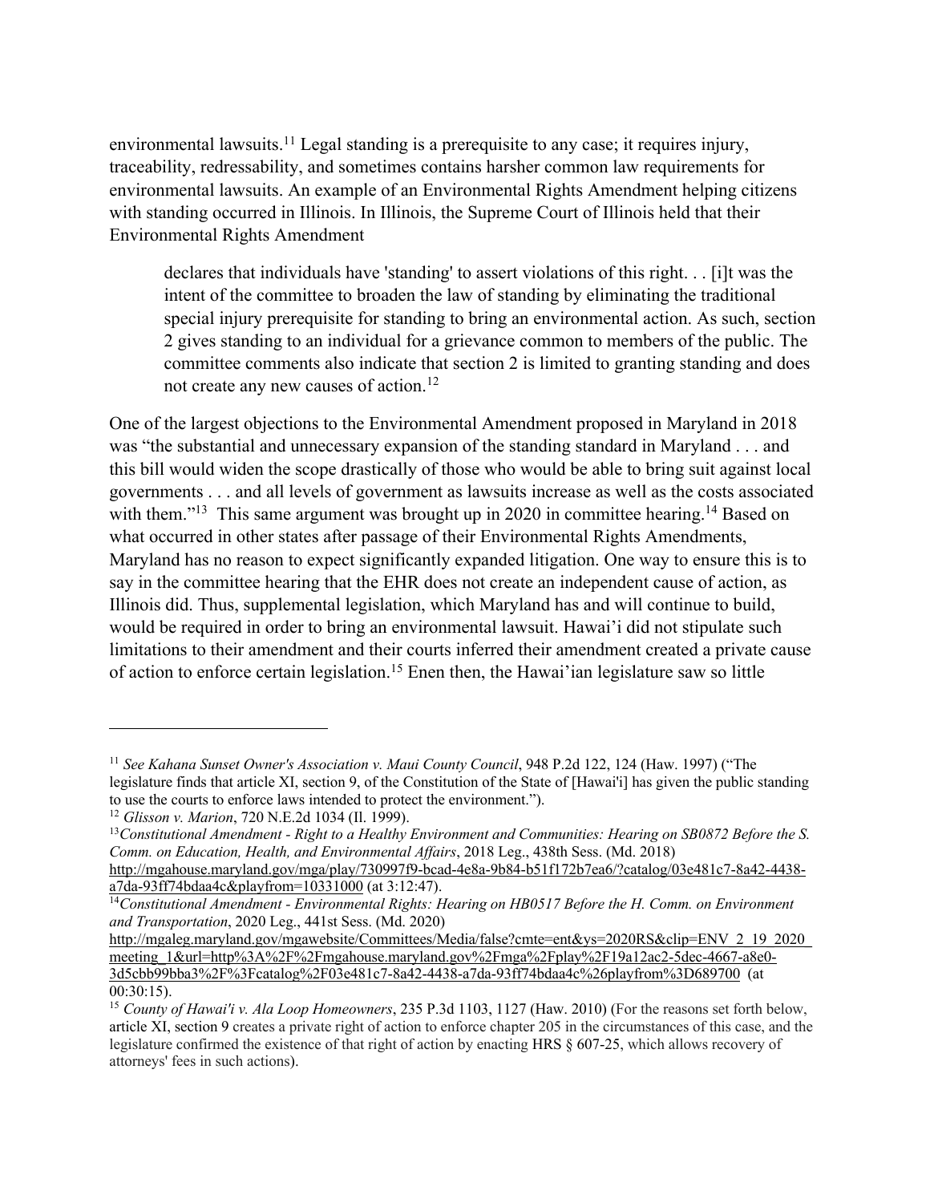environmental lawsuits.[11] Legal standing is a prerequisite to any case; it requires injury, traceability, redressability, and sometimes contains harsher common law requirements for environmental lawsuits. An example of an Environmental Rights Amendment helping citizens with standing occurred in Illinois. In Illinois, the Supreme Court of Illinois held that their Environmental Rights Amendment

> declares that individuals have 'standing' to assert violations of this right. . . [i]t was the intent of the committee to broaden the law of standing by eliminating the traditional special injury prerequisite for standing to bring an environmental action. As such, section 2 gives standing to an individual for a grievance common to members of the public. The committee comments also indicate that section 2 is limited to granting standing and does not create any new causes of action.[12]

One of the largest objections to the Environmental Amendment proposed in Maryland in 2018 was "the substantial and unnecessary expansion of the standing standard in Maryland . . . and this bill would widen the scope drastically of those who would be able to bring suit against local governments . . . and all levels of government as lawsuits increase as well as the costs associated with them."[13] This same argument was brought up in 2020 in committee hearing.[14] Based on what occurred in other states after passage of their Environmental Rights Amendments, Maryland has no reason to expect significantly expanded litigation. One way to ensure this is to say in the committee hearing that the EHR does not create an independent cause of action, as Illinois did. Thus, supplemental legislation, which Maryland has and will continue to build, would be required in order to bring an environmental lawsuit. Hawai'i did not stipulate such limitations to their amendment and their courts inferred their amendment created a private cause of action to enforce certain legislation.[15] Enen then, the Hawai'ian legislature saw so little

---

[11] *See Kahana Sunset Owner's Association v. Maui County Council*, 948 P.2d 122, 124 (Haw. 1997) ("The legislature finds that article XI, section 9, of the Constitution of the State of [Hawai'i] has given the public standing to use the courts to enforce laws intended to protect the environment.").

[12] *Glisson v. Marion*, 720 N.E.2d 1034 (Il. 1999).

[13] *Constitutional Amendment - Right to a Healthy Environment and Communities: Hearing on SB0872 Before the S. Comm. on Education, Health, and Environmental Affairs*, 2018 Leg., 438th Sess. (Md. 2018) http://mgahouse.maryland.gov/mga/play/730997f9-bcad-4e8a-9b84-b51f172b7ea6/?catalog/03e481c7-8a42-4438-a7da-93ff74bdaa4c&playfrom=10331000 (at 3:12:47).

[14] *Constitutional Amendment - Environmental Rights: Hearing on HB0517 Before the H. Comm. on Environment and Transportation*, 2020 Leg., 441st Sess. (Md. 2020) http://mgaleg.maryland.gov/mgawebsite/Committees/Media/false?cmte=ent&ys=2020RS&clip=ENV_2_19_2020_meeting_1&url=http%3A%2F%2Fmgahouse.maryland.gov%2Fmga%2Fplay%2F19a12ac2-5dec-4667-a8e0-3d5cbb99bba3%2F%3Fcatalog%2F03e481c7-8a42-4438-a7da-93ff74bdaa4c%26playfrom%3D689700 (at 00:30:15).

[15] *County of Hawai'i v. Ala Loop Homeowners*, 235 P.3d 1103, 1127 (Haw. 2010) (For the reasons set forth below, article XI, section 9 creates a private right of action to enforce chapter 205 in the circumstances of this case, and the legislature confirmed the existence of that right of action by enacting HRS § 607-25, which allows recovery of attorneys' fees in such actions).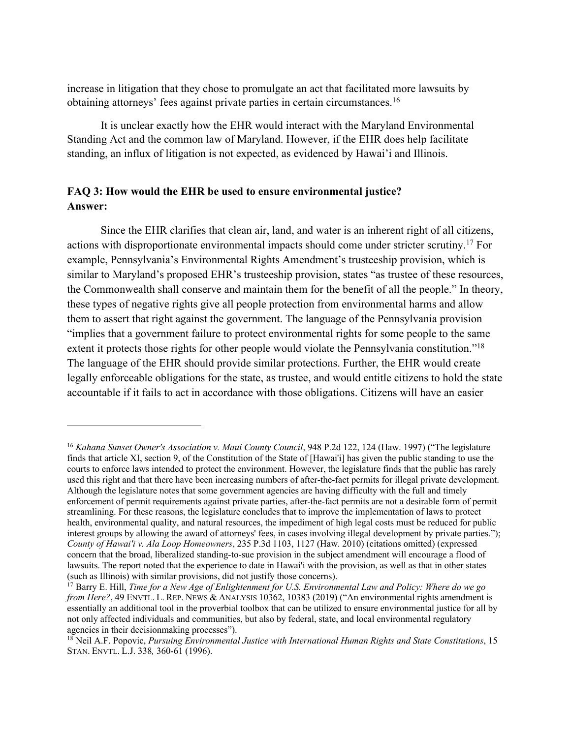increase in litigation that they chose to promulgate an act that facilitated more lawsuits by obtaining attorneys' fees against private parties in certain circumstances.[16]

It is unclear exactly how the EHR would interact with the Maryland Environmental Standing Act and the common law of Maryland. However, if the EHR does help facilitate standing, an influx of litigation is not expected, as evidenced by Hawai'i and Illinois.

**FAQ 3: How would the EHR be used to ensure environmental justice?**
**Answer:**

Since the EHR clarifies that clean air, land, and water is an inherent right of all citizens, actions with disproportionate environmental impacts should come under stricter scrutiny.[17] For example, Pennsylvania's Environmental Rights Amendment's trusteeship provision, which is similar to Maryland's proposed EHR's trusteeship provision, states "as trustee of these resources, the Commonwealth shall conserve and maintain them for the benefit of all the people." In theory, these types of negative rights give all people protection from environmental harms and allow them to assert that right against the government. The language of the Pennsylvania provision "implies that a government failure to protect environmental rights for some people to the same extent it protects those rights for other people would violate the Pennsylvania constitution."[18] The language of the EHR should provide similar protections. Further, the EHR would create legally enforceable obligations for the state, as trustee, and would entitle citizens to hold the state accountable if it fails to act in accordance with those obligations. Citizens will have an easier

---

[16] *Kahana Sunset Owner's Association v. Maui County Council*, 948 P.2d 122, 124 (Haw. 1997) ("The legislature finds that article XI, section 9, of the Constitution of the State of [Hawai'i] has given the public standing to use the courts to enforce laws intended to protect the environment. However, the legislature finds that the public has rarely used this right and that there have been increasing numbers of after-the-fact permits for illegal private development. Although the legislature notes that some government agencies are having difficulty with the full and timely enforcement of permit requirements against private parties, after-the-fact permits are not a desirable form of permit streamlining. For these reasons, the legislature concludes that to improve the implementation of laws to protect health, environmental quality, and natural resources, the impediment of high legal costs must be reduced for public interest groups by allowing the award of attorneys' fees, in cases involving illegal development by private parties."); *County of Hawai'i v. Ala Loop Homeowners*, 235 P.3d 1103, 1127 (Haw. 2010) (citations omitted) (expressed concern that the broad, liberalized standing-to-sue provision in the subject amendment will encourage a flood of lawsuits. The report noted that the experience to date in Hawai'i with the provision, as well as that in other states (such as Illinois) with similar provisions, did not justify those concerns).

[17] Barry E. Hill, *Time for a New Age of Enlightenment for U.S. Environmental Law and Policy: Where do we go from Here?*, 49 ENVTL. L. REP. NEWS & ANALYSIS 10362, 10383 (2019) ("An environmental rights amendment is essentially an additional tool in the proverbial toolbox that can be utilized to ensure environmental justice for all by not only affected individuals and communities, but also by federal, state, and local environmental regulatory agencies in their decisionmaking processes").

[18] Neil A.F. Popovic, *Pursuing Environmental Justice with International Human Rights and State Constitutions*, 15 STAN. ENVTL. L.J. 338*,* 360-61 (1996).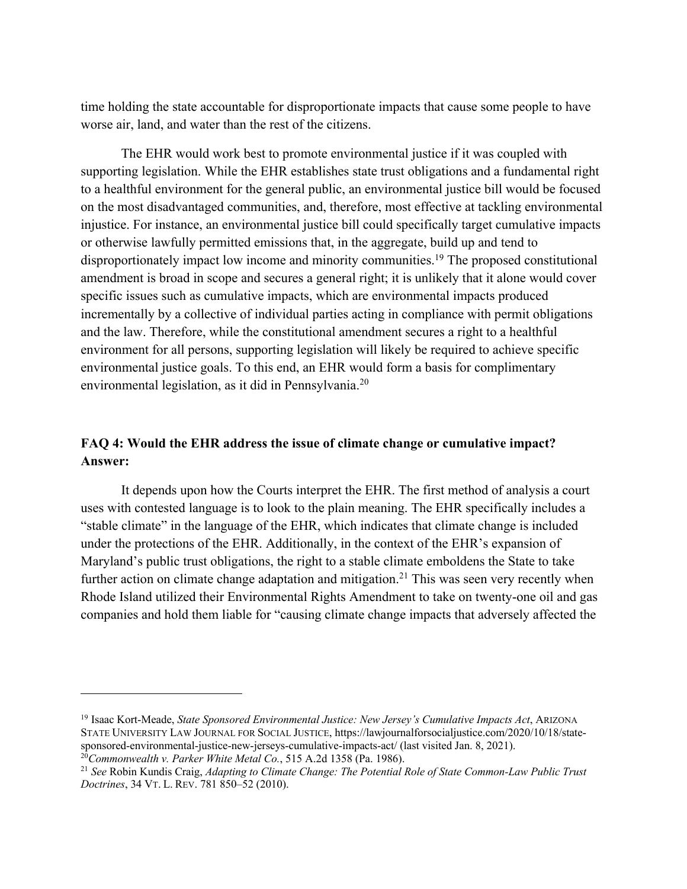time holding the state accountable for disproportionate impacts that cause some people to have worse air, land, and water than the rest of the citizens.

The EHR would work best to promote environmental justice if it was coupled with supporting legislation. While the EHR establishes state trust obligations and a fundamental right to a healthful environment for the general public, an environmental justice bill would be focused on the most disadvantaged communities, and, therefore, most effective at tackling environmental injustice. For instance, an environmental justice bill could specifically target cumulative impacts or otherwise lawfully permitted emissions that, in the aggregate, build up and tend to disproportionately impact low income and minority communities.[19] The proposed constitutional amendment is broad in scope and secures a general right; it is unlikely that it alone would cover specific issues such as cumulative impacts, which are environmental impacts produced incrementally by a collective of individual parties acting in compliance with permit obligations and the law. Therefore, while the constitutional amendment secures a right to a healthful environment for all persons, supporting legislation will likely be required to achieve specific environmental justice goals. To this end, an EHR would form a basis for complimentary environmental legislation, as it did in Pennsylvania.[20]

**FAQ 4: Would the EHR address the issue of climate change or cumulative impact?**
**Answer:**

It depends upon how the Courts interpret the EHR. The first method of analysis a court uses with contested language is to look to the plain meaning. The EHR specifically includes a "stable climate" in the language of the EHR, which indicates that climate change is included under the protections of the EHR. Additionally, in the context of the EHR's expansion of Maryland's public trust obligations, the right to a stable climate emboldens the State to take further action on climate change adaptation and mitigation.[21] This was seen very recently when Rhode Island utilized their Environmental Rights Amendment to take on twenty-one oil and gas companies and hold them liable for "causing climate change impacts that adversely affected the

---

[19] Isaac Kort-Meade, *State Sponsored Environmental Justice: New Jersey's Cumulative Impacts Act*, ARIZONA STATE UNIVERSITY LAW JOURNAL FOR SOCIAL JUSTICE, https://lawjournalforsocialjustice.com/2020/10/18/state-sponsored-environmental-justice-new-jerseys-cumulative-impacts-act/ (last visited Jan. 8, 2021).

[20] *Commonwealth v. Parker White Metal Co.*, 515 A.2d 1358 (Pa. 1986).

[21] *See* Robin Kundis Craig, *Adapting to Climate Change: The Potential Role of State Common-Law Public Trust Doctrines*, 34 VT. L. REV. 781 850–52 (2010).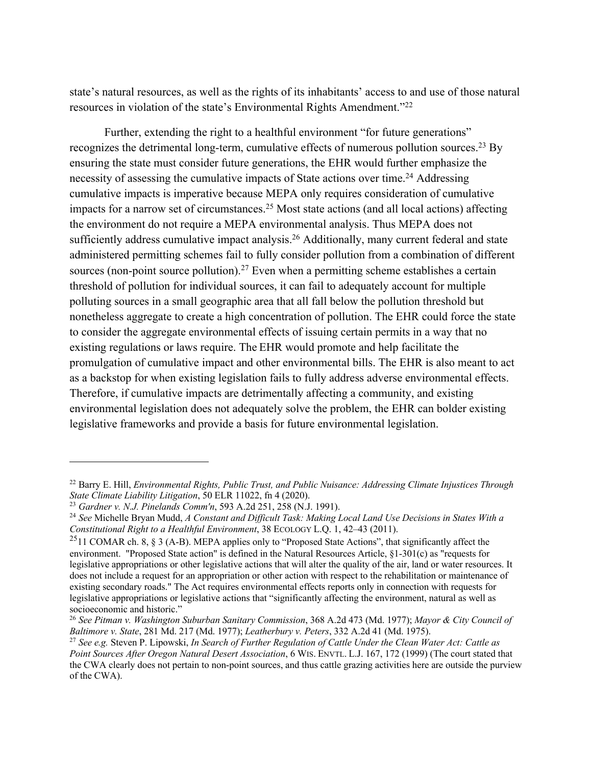state's natural resources, as well as the rights of its inhabitants' access to and use of those natural resources in violation of the state's Environmental Rights Amendment."[22]

Further, extending the right to a healthful environment "for future generations" recognizes the detrimental long-term, cumulative effects of numerous pollution sources.[23] By ensuring the state must consider future generations, the EHR would further emphasize the necessity of assessing the cumulative impacts of State actions over time.[24] Addressing cumulative impacts is imperative because MEPA only requires consideration of cumulative impacts for a narrow set of circumstances.[25] Most state actions (and all local actions) affecting the environment do not require a MEPA environmental analysis. Thus MEPA does not sufficiently address cumulative impact analysis.[26] Additionally, many current federal and state administered permitting schemes fail to fully consider pollution from a combination of different sources (non-point source pollution).[27] Even when a permitting scheme establishes a certain threshold of pollution for individual sources, it can fail to adequately account for multiple polluting sources in a small geographic area that all fall below the pollution threshold but nonetheless aggregate to create a high concentration of pollution. The EHR could force the state to consider the aggregate environmental effects of issuing certain permits in a way that no existing regulations or laws require. The EHR would promote and help facilitate the promulgation of cumulative impact and other environmental bills. The EHR is also meant to act as a backstop for when existing legislation fails to fully address adverse environmental effects. Therefore, if cumulative impacts are detrimentally affecting a community, and existing environmental legislation does not adequately solve the problem, the EHR can bolder existing legislative frameworks and provide a basis for future environmental legislation.

---

[22] Barry E. Hill, *Environmental Rights, Public Trust, and Public Nuisance: Addressing Climate Injustices Through State Climate Liability Litigation*, 50 ELR 11022, fn 4 (2020).

[23] *Gardner v. N.J. Pinelands Comm'n*, 593 A.2d 251, 258 (N.J. 1991).

[24] *See* Michelle Bryan Mudd, *A Constant and Difficult Task: Making Local Land Use Decisions in States With a Constitutional Right to a Healthful Environment*, 38 ECOLOGY L.Q. 1, 42–43 (2011).

[25] 11 COMAR ch. 8, § 3 (A-B). MEPA applies only to "Proposed State Actions", that significantly affect the environment. "Proposed State action" is defined in the Natural Resources Article, §1-301(c) as "requests for legislative appropriations or other legislative actions that will alter the quality of the air, land or water resources. It does not include a request for an appropriation or other action with respect to the rehabilitation or maintenance of existing secondary roads." The Act requires environmental effects reports only in connection with requests for legislative appropriations or legislative actions that "significantly affecting the environment, natural as well as socioeconomic and historic."

[26] *See Pitman v. Washington Suburban Sanitary Commission*, 368 A.2d 473 (Md. 1977); *Mayor & City Council of Baltimore v. State*, 281 Md. 217 (Md. 1977); *Leatherbury v. Peters*, 332 A.2d 41 (Md. 1975).

[27] *See e.g.* Steven P. Lipowski, *In Search of Further Regulation of Cattle Under the Clean Water Act: Cattle as Point Sources After Oregon Natural Desert Association*, 6 WIS. ENVTL. L.J. 167, 172 (1999) (The court stated that the CWA clearly does not pertain to non-point sources, and thus cattle grazing activities here are outside the purview of the CWA).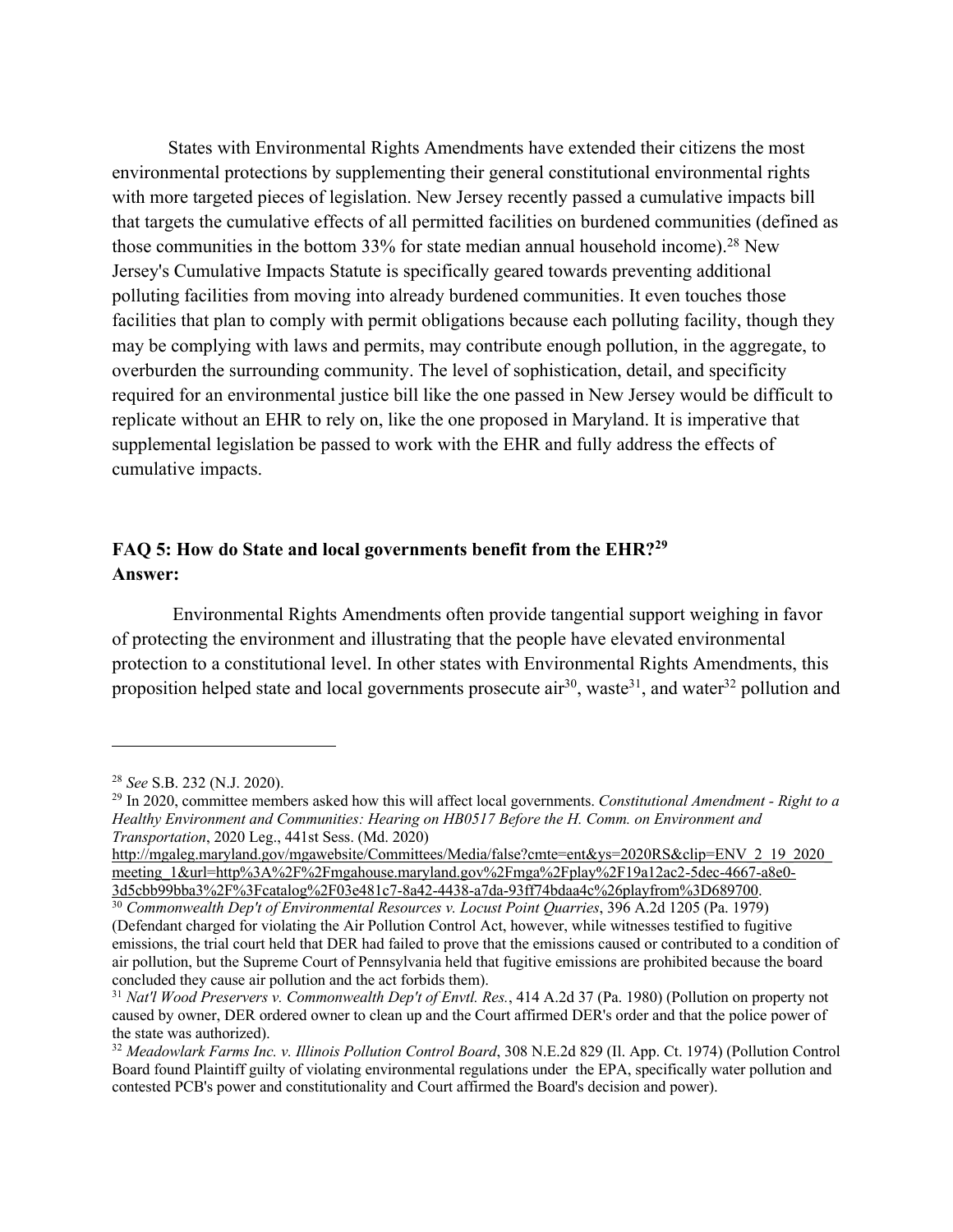States with Environmental Rights Amendments have extended their citizens the most environmental protections by supplementing their general constitutional environmental rights with more targeted pieces of legislation. New Jersey recently passed a cumulative impacts bill that targets the cumulative effects of all permitted facilities on burdened communities (defined as those communities in the bottom 33% for state median annual household income).[28] New Jersey's Cumulative Impacts Statute is specifically geared towards preventing additional polluting facilities from moving into already burdened communities. It even touches those facilities that plan to comply with permit obligations because each polluting facility, though they may be complying with laws and permits, may contribute enough pollution, in the aggregate, to overburden the surrounding community. The level of sophistication, detail, and specificity required for an environmental justice bill like the one passed in New Jersey would be difficult to replicate without an EHR to rely on, like the one proposed in Maryland. It is imperative that supplemental legislation be passed to work with the EHR and fully address the effects of cumulative impacts.

**FAQ 5: How do State and local governments benefit from the EHR?[29]**
**Answer:**

Environmental Rights Amendments often provide tangential support weighing in favor of protecting the environment and illustrating that the people have elevated environmental protection to a constitutional level. In other states with Environmental Rights Amendments, this proposition helped state and local governments prosecute air[30], waste[31], and water[32] pollution and

---

[28] *See* S.B. 232 (N.J. 2020).

[29] In 2020, committee members asked how this will affect local governments. *Constitutional Amendment - Right to a Healthy Environment and Communities: Hearing on HB0517 Before the H. Comm. on Environment and Transportation*, 2020 Leg., 441st Sess. (Md. 2020) http://mgaleg.maryland.gov/mgawebsite/Committees/Media/false?cmte=ent&ys=2020RS&clip=ENV_2_19_2020_meeting_1&url=http%3A%2F%2Fmgahouse.maryland.gov%2Fmga%2Fplay%2F19a12ac2-5dec-4667-a8e0-3d5cbb99bba3%2F%3Fcatalog%2F03e481c7-8a42-4438-a7da-93ff74bdaa4c%26playfrom%3D689700.

[30] *Commonwealth Dep't of Environmental Resources v. Locust Point Quarries*, 396 A.2d 1205 (Pa. 1979) (Defendant charged for violating the Air Pollution Control Act, however, while witnesses testified to fugitive emissions, the trial court held that DER had failed to prove that the emissions caused or contributed to a condition of air pollution, but the Supreme Court of Pennsylvania held that fugitive emissions are prohibited because the board concluded they cause air pollution and the act forbids them).

[31] *Nat'l Wood Preservers v. Commonwealth Dep't of Envtl. Res.*, 414 A.2d 37 (Pa. 1980) (Pollution on property not caused by owner, DER ordered owner to clean up and the Court affirmed DER's order and that the police power of the state was authorized).

[32] *Meadowlark Farms Inc. v. Illinois Pollution Control Board*, 308 N.E.2d 829 (Il. App. Ct. 1974) (Pollution Control Board found Plaintiff guilty of violating environmental regulations under the EPA, specifically water pollution and contested PCB's power and constitutionality and Court affirmed the Board's decision and power).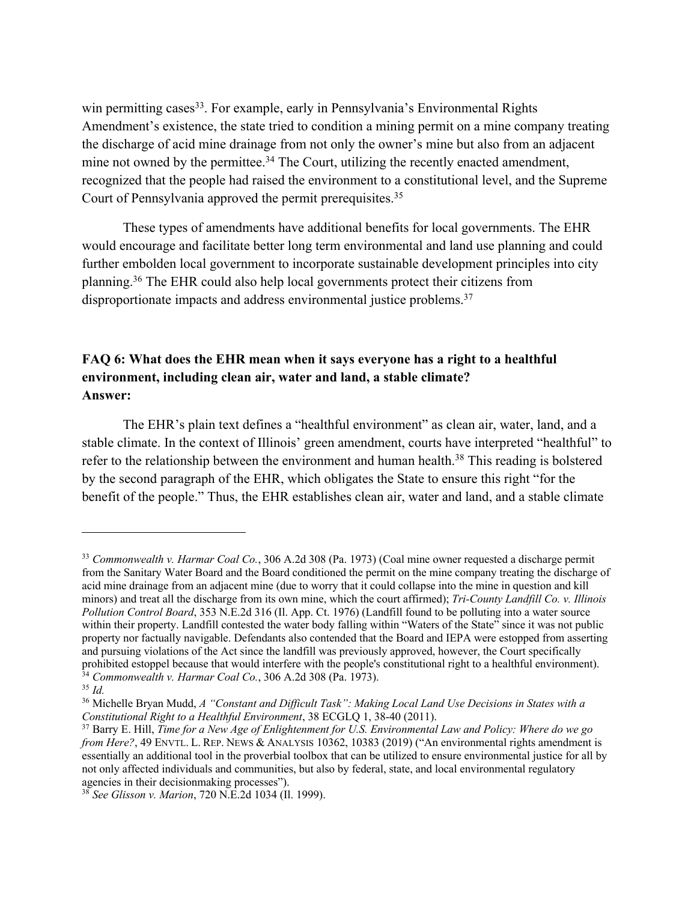win permitting cases[33]. For example, early in Pennsylvania's Environmental Rights Amendment's existence, the state tried to condition a mining permit on a mine company treating the discharge of acid mine drainage from not only the owner's mine but also from an adjacent mine not owned by the permittee.[34] The Court, utilizing the recently enacted amendment, recognized that the people had raised the environment to a constitutional level, and the Supreme Court of Pennsylvania approved the permit prerequisites.[35]

These types of amendments have additional benefits for local governments. The EHR would encourage and facilitate better long term environmental and land use planning and could further embolden local government to incorporate sustainable development principles into city planning.[36] The EHR could also help local governments protect their citizens from disproportionate impacts and address environmental justice problems.[37]

**FAQ 6: What does the EHR mean when it says everyone has a right to a healthful environment, including clean air, water and land, a stable climate?**
**Answer:**

The EHR's plain text defines a "healthful environment" as clean air, water, land, and a stable climate. In the context of Illinois' green amendment, courts have interpreted "healthful" to refer to the relationship between the environment and human health.[38] This reading is bolstered by the second paragraph of the EHR, which obligates the State to ensure this right "for the benefit of the people." Thus, the EHR establishes clean air, water and land, and a stable climate

---

[33] *Commonwealth v. Harmar Coal Co.*, 306 A.2d 308 (Pa. 1973) (Coal mine owner requested a discharge permit from the Sanitary Water Board and the Board conditioned the permit on the mine company treating the discharge of acid mine drainage from an adjacent mine (due to worry that it could collapse into the mine in question and kill minors) and treat all the discharge from its own mine, which the court affirmed); *Tri-County Landfill Co. v. Illinois Pollution Control Board*, 353 N.E.2d 316 (Il. App. Ct. 1976) (Landfill found to be polluting into a water source within their property. Landfill contested the water body falling within "Waters of the State" since it was not public property nor factually navigable. Defendants also contended that the Board and IEPA were estopped from asserting and pursuing violations of the Act since the landfill was previously approved, however, the Court specifically prohibited estoppel because that would interfere with the people's constitutional right to a healthful environment).

[34] *Commonwealth v. Harmar Coal Co.*, 306 A.2d 308 (Pa. 1973).

[35] *Id.*

[36] Michelle Bryan Mudd, *A "Constant and Difficult Task": Making Local Land Use Decisions in States with a Constitutional Right to a Healthful Environment*, 38 ECGLQ 1, 38-40 (2011).

[37] Barry E. Hill, *Time for a New Age of Enlightenment for U.S. Environmental Law and Policy: Where do we go from Here?*, 49 ENVTL. L. REP. NEWS & ANALYSIS 10362, 10383 (2019) ("An environmental rights amendment is essentially an additional tool in the proverbial toolbox that can be utilized to ensure environmental justice for all by not only affected individuals and communities, but also by federal, state, and local environmental regulatory agencies in their decisionmaking processes").

[38] *See Glisson v. Marion*, 720 N.E.2d 1034 (Il. 1999).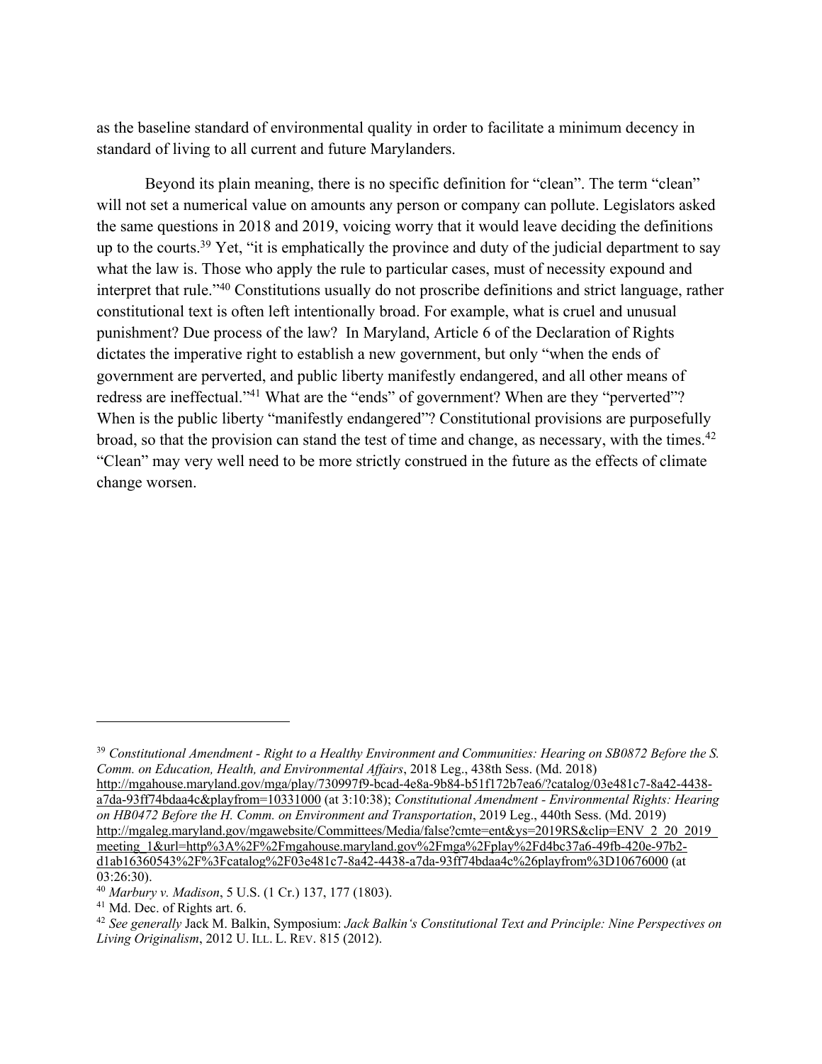as the baseline standard of environmental quality in order to facilitate a minimum decency in standard of living to all current and future Marylanders.

Beyond its plain meaning, there is no specific definition for "clean". The term "clean" will not set a numerical value on amounts any person or company can pollute. Legislators asked the same questions in 2018 and 2019, voicing worry that it would leave deciding the definitions up to the courts.[39] Yet, "it is emphatically the province and duty of the judicial department to say what the law is. Those who apply the rule to particular cases, must of necessity expound and interpret that rule."[40] Constitutions usually do not proscribe definitions and strict language, rather constitutional text is often left intentionally broad. For example, what is cruel and unusual punishment? Due process of the law? In Maryland, Article 6 of the Declaration of Rights dictates the imperative right to establish a new government, but only "when the ends of government are perverted, and public liberty manifestly endangered, and all other means of redress are ineffectual."[41] What are the "ends" of government? When are they "perverted"? When is the public liberty "manifestly endangered"? Constitutional provisions are purposefully broad, so that the provision can stand the test of time and change, as necessary, with the times.[42] "Clean" may very well need to be more strictly construed in the future as the effects of climate change worsen.

---

[39] *Constitutional Amendment - Right to a Healthy Environment and Communities: Hearing on SB0872 Before the S. Comm. on Education, Health, and Environmental Affairs*, 2018 Leg., 438th Sess. (Md. 2018) http://mgahouse.maryland.gov/mga/play/730997f9-bcad-4e8a-9b84-b51f172b7ea6/?catalog/03e481c7-8a42-4438-a7da-93ff74bdaa4c&playfrom=10331000 (at 3:10:38); *Constitutional Amendment - Environmental Rights: Hearing on HB0472 Before the H. Comm. on Environment and Transportation*, 2019 Leg., 440th Sess. (Md. 2019) http://mgaleg.maryland.gov/mgawebsite/Committees/Media/false?cmte=ent&ys=2019RS&clip=ENV_2_20_2019_meeting_1&url=http%3A%2F%2Fmgahouse.maryland.gov%2Fmga%2Fplay%2Fd4bc37a6-49fb-420e-97b2-d1ab16360543%2F%3Fcatalog%2F03e481c7-8a42-4438-a7da-93ff74bdaa4c%26playfrom%3D10676000 (at 03:26:30).

[40] *Marbury v. Madison*, 5 U.S. (1 Cr.) 137, 177 (1803).

[41] Md. Dec. of Rights art. 6.

[42] *See generally* Jack M. Balkin, Symposium: *Jack Balkin's Constitutional Text and Principle: Nine Perspectives on Living Originalism*, 2012 U. ILL. L. REV. 815 (2012).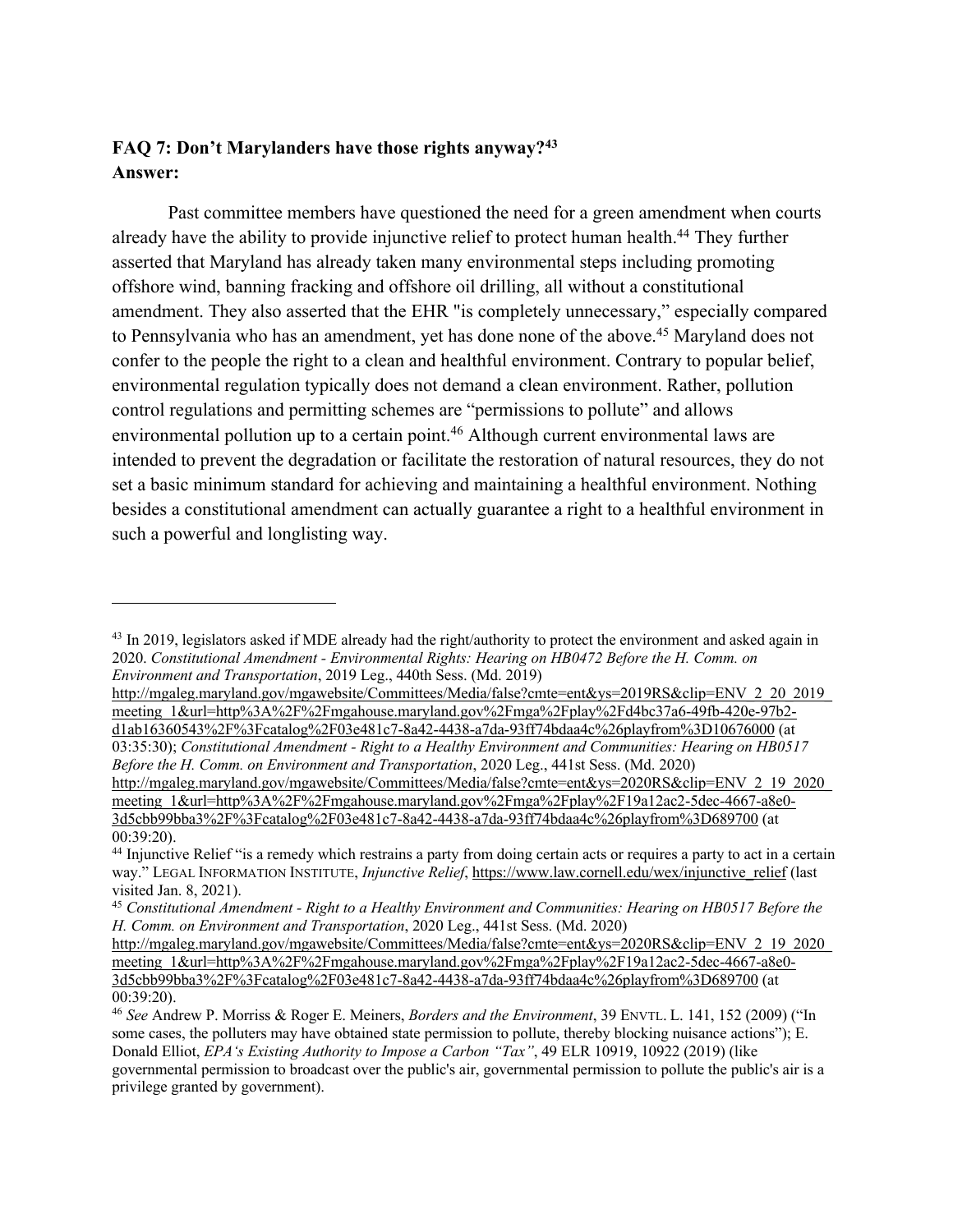**FAQ 7: Don't Marylanders have those rights anyway?[43]**
**Answer:**

Past committee members have questioned the need for a green amendment when courts already have the ability to provide injunctive relief to protect human health.[44] They further asserted that Maryland has already taken many environmental steps including promoting offshore wind, banning fracking and offshore oil drilling, all without a constitutional amendment. They also asserted that the EHR "is completely unnecessary," especially compared to Pennsylvania who has an amendment, yet has done none of the above.[45] Maryland does not confer to the people the right to a clean and healthful environment. Contrary to popular belief, environmental regulation typically does not demand a clean environment. Rather, pollution control regulations and permitting schemes are "permissions to pollute" and allows environmental pollution up to a certain point.[46] Although current environmental laws are intended to prevent the degradation or facilitate the restoration of natural resources, they do not set a basic minimum standard for achieving and maintaining a healthful environment. Nothing besides a constitutional amendment can actually guarantee a right to a healthful environment in such a powerful and longlisting way.

---

[43] In 2019, legislators asked if MDE already had the right/authority to protect the environment and asked again in 2020. *Constitutional Amendment - Environmental Rights: Hearing on HB0472 Before the H. Comm. on Environment and Transportation*, 2019 Leg., 440th Sess. (Md. 2019) http://mgaleg.maryland.gov/mgawebsite/Committees/Media/false?cmte=ent&ys=2019RS&clip=ENV_2_20_2019_meeting_1&url=http%3A%2F%2Fmgahouse.maryland.gov%2Fmga%2Fplay%2Fd4bc37a6-49fb-420e-97b2-d1ab16360543%2F%3Fcatalog%2F03e481c7-8a42-4438-a7da-93ff74bdaa4c%26playfrom%3D10676000 (at 03:35:30); *Constitutional Amendment - Right to a Healthy Environment and Communities: Hearing on HB0517 Before the H. Comm. on Environment and Transportation*, 2020 Leg., 441st Sess. (Md. 2020) http://mgaleg.maryland.gov/mgawebsite/Committees/Media/false?cmte=ent&ys=2020RS&clip=ENV_2_19_2020_meeting_1&url=http%3A%2F%2Fmgahouse.maryland.gov%2Fmga%2Fplay%2F19a12ac2-5dec-4667-a8e0-3d5cbb99bba3%2F%3Fcatalog%2F03e481c7-8a42-4438-a7da-93ff74bdaa4c%26playfrom%3D689700 (at 00:39:20).

[44] Injunctive Relief "is a remedy which restrains a party from doing certain acts or requires a party to act in a certain way." LEGAL INFORMATION INSTITUTE, *Injunctive Relief*, https://www.law.cornell.edu/wex/injunctive_relief (last visited Jan. 8, 2021).

[45] *Constitutional Amendment - Right to a Healthy Environment and Communities: Hearing on HB0517 Before the H. Comm. on Environment and Transportation*, 2020 Leg., 441st Sess. (Md. 2020) http://mgaleg.maryland.gov/mgawebsite/Committees/Media/false?cmte=ent&ys=2020RS&clip=ENV_2_19_2020_meeting_1&url=http%3A%2F%2Fmgahouse.maryland.gov%2Fmga%2Fplay%2F19a12ac2-5dec-4667-a8e0-3d5cbb99bba3%2F%3Fcatalog%2F03e481c7-8a42-4438-a7da-93ff74bdaa4c%26playfrom%3D689700 (at 00:39:20).

[46] *See* Andrew P. Morriss & Roger E. Meiners, *Borders and the Environment*, 39 ENVTL. L. 141, 152 (2009) ("In some cases, the polluters may have obtained state permission to pollute, thereby blocking nuisance actions"); E. Donald Elliot, *EPA's Existing Authority to Impose a Carbon "Tax"*, 49 ELR 10919, 10922 (2019) (like governmental permission to broadcast over the public's air, governmental permission to pollute the public's air is a privilege granted by government).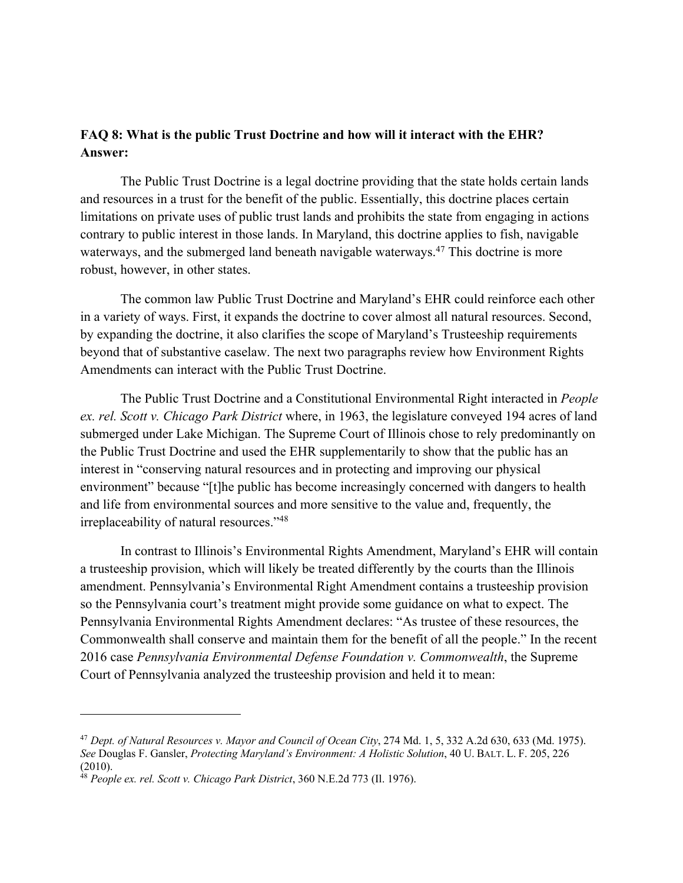**FAQ 8: What is the public Trust Doctrine and how will it interact with the EHR?**
**Answer:**

The Public Trust Doctrine is a legal doctrine providing that the state holds certain lands and resources in a trust for the benefit of the public. Essentially, this doctrine places certain limitations on private uses of public trust lands and prohibits the state from engaging in actions contrary to public interest in those lands. In Maryland, this doctrine applies to fish, navigable waterways, and the submerged land beneath navigable waterways.[47] This doctrine is more robust, however, in other states.

The common law Public Trust Doctrine and Maryland's EHR could reinforce each other in a variety of ways. First, it expands the doctrine to cover almost all natural resources. Second, by expanding the doctrine, it also clarifies the scope of Maryland's Trusteeship requirements beyond that of substantive caselaw. The next two paragraphs review how Environment Rights Amendments can interact with the Public Trust Doctrine.

The Public Trust Doctrine and a Constitutional Environmental Right interacted in *People ex. rel. Scott v. Chicago Park District* where, in 1963, the legislature conveyed 194 acres of land submerged under Lake Michigan. The Supreme Court of Illinois chose to rely predominantly on the Public Trust Doctrine and used the EHR supplementarily to show that the public has an interest in "conserving natural resources and in protecting and improving our physical environment" because "[t]he public has become increasingly concerned with dangers to health and life from environmental sources and more sensitive to the value and, frequently, the irreplaceability of natural resources."[48]

In contrast to Illinois's Environmental Rights Amendment, Maryland's EHR will contain a trusteeship provision, which will likely be treated differently by the courts than the Illinois amendment. Pennsylvania's Environmental Right Amendment contains a trusteeship provision so the Pennsylvania court's treatment might provide some guidance on what to expect. The Pennsylvania Environmental Rights Amendment declares: "As trustee of these resources, the Commonwealth shall conserve and maintain them for the benefit of all the people." In the recent 2016 case *Pennsylvania Environmental Defense Foundation v. Commonwealth*, the Supreme Court of Pennsylvania analyzed the trusteeship provision and held it to mean:

---

[47] *Dept. of Natural Resources v. Mayor and Council of Ocean City*, 274 Md. 1, 5, 332 A.2d 630, 633 (Md. 1975). *See* Douglas F. Gansler, *Protecting Maryland's Environment: A Holistic Solution*, 40 U. BALT. L. F. 205, 226 (2010).

[48] *People ex. rel. Scott v. Chicago Park District*, 360 N.E.2d 773 (Il. 1976).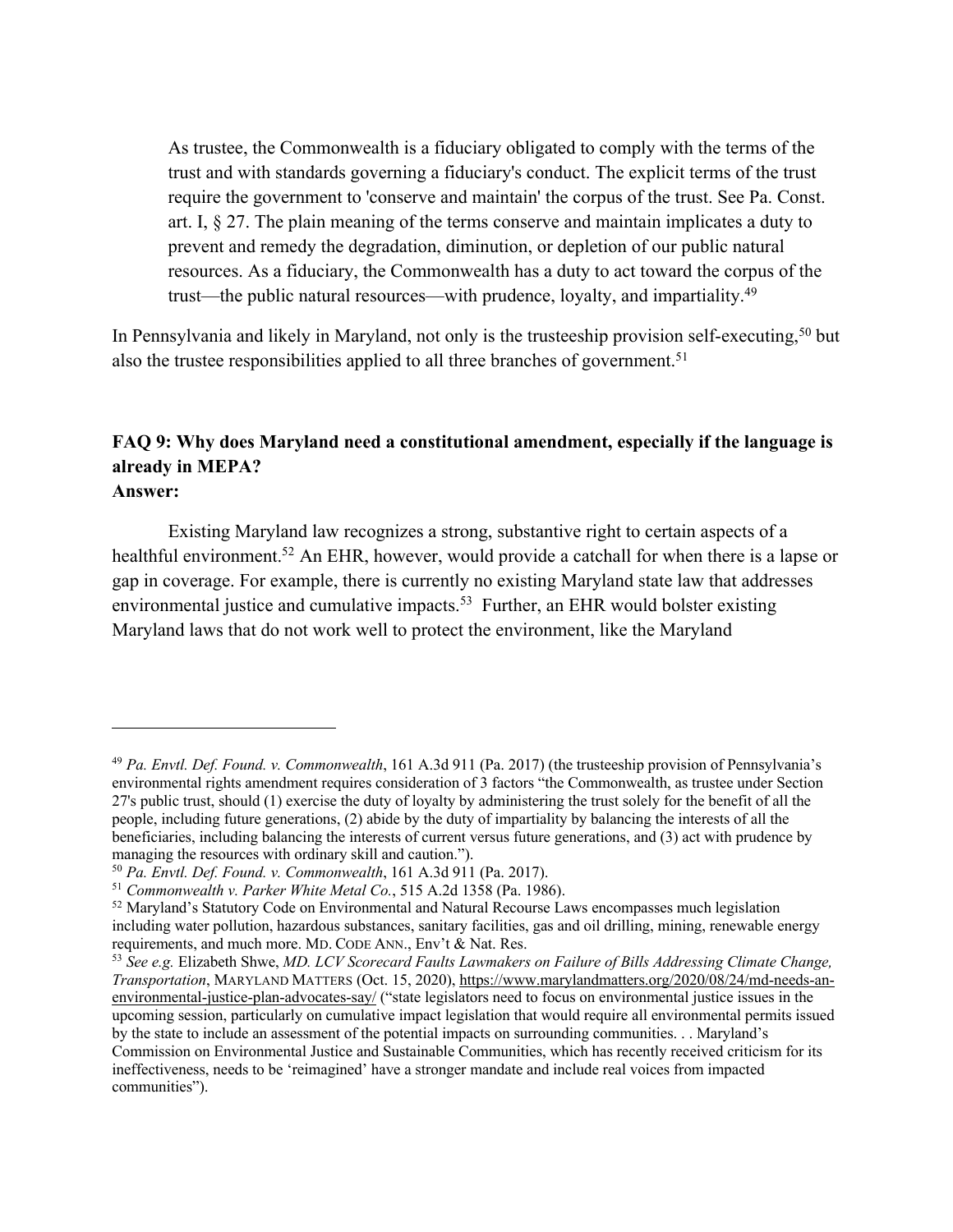> As trustee, the Commonwealth is a fiduciary obligated to comply with the terms of the trust and with standards governing a fiduciary's conduct. The explicit terms of the trust require the government to 'conserve and maintain' the corpus of the trust. See Pa. Const. art. I, § 27. The plain meaning of the terms conserve and maintain implicates a duty to prevent and remedy the degradation, diminution, or depletion of our public natural resources. As a fiduciary, the Commonwealth has a duty to act toward the corpus of the trust—the public natural resources—with prudence, loyalty, and impartiality.[49]

In Pennsylvania and likely in Maryland, not only is the trusteeship provision self-executing,[50] but also the trustee responsibilities applied to all three branches of government.[51]

**FAQ 9: Why does Maryland need a constitutional amendment, especially if the language is already in MEPA?**
**Answer:**

Existing Maryland law recognizes a strong, substantive right to certain aspects of a healthful environment.[52] An EHR, however, would provide a catchall for when there is a lapse or gap in coverage. For example, there is currently no existing Maryland state law that addresses environmental justice and cumulative impacts.[53] Further, an EHR would bolster existing Maryland laws that do not work well to protect the environment, like the Maryland

---

[49] *Pa. Envtl. Def. Found. v. Commonwealth*, 161 A.3d 911 (Pa. 2017) (the trusteeship provision of Pennsylvania's environmental rights amendment requires consideration of 3 factors "the Commonwealth, as trustee under Section 27's public trust, should (1) exercise the duty of loyalty by administering the trust solely for the benefit of all the people, including future generations, (2) abide by the duty of impartiality by balancing the interests of all the beneficiaries, including balancing the interests of current versus future generations, and (3) act with prudence by managing the resources with ordinary skill and caution.").

[50] *Pa. Envtl. Def. Found. v. Commonwealth*, 161 A.3d 911 (Pa. 2017).

[51] *Commonwealth v. Parker White Metal Co.*, 515 A.2d 1358 (Pa. 1986).

[52] Maryland's Statutory Code on Environmental and Natural Recourse Laws encompasses much legislation including water pollution, hazardous substances, sanitary facilities, gas and oil drilling, mining, renewable energy requirements, and much more. MD. CODE ANN., Env't & Nat. Res.

[53] *See e.g.* Elizabeth Shwe, *MD. LCV Scorecard Faults Lawmakers on Failure of Bills Addressing Climate Change, Transportation*, MARYLAND MATTERS (Oct. 15, 2020), https://www.marylandmatters.org/2020/08/24/md-needs-an-environmental-justice-plan-advocates-say/ ("state legislators need to focus on environmental justice issues in the upcoming session, particularly on cumulative impact legislation that would require all environmental permits issued by the state to include an assessment of the potential impacts on surrounding communities. . . Maryland's Commission on Environmental Justice and Sustainable Communities, which has recently received criticism for its ineffectiveness, needs to be 'reimagined' have a stronger mandate and include real voices from impacted communities").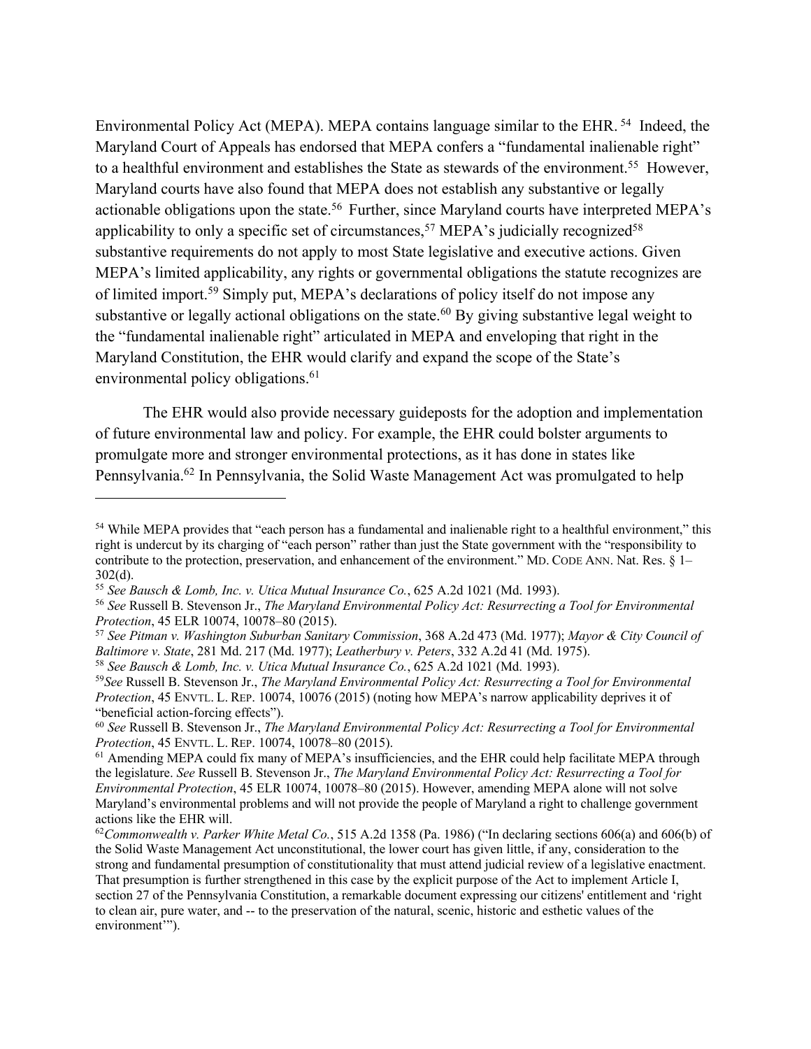Environmental Policy Act (MEPA). MEPA contains language similar to the EHR. [54] Indeed, the Maryland Court of Appeals has endorsed that MEPA confers a "fundamental inalienable right" to a healthful environment and establishes the State as stewards of the environment.[55] However, Maryland courts have also found that MEPA does not establish any substantive or legally actionable obligations upon the state.[56] Further, since Maryland courts have interpreted MEPA's applicability to only a specific set of circumstances,[57] MEPA's judicially recognized[58] substantive requirements do not apply to most State legislative and executive actions. Given MEPA's limited applicability, any rights or governmental obligations the statute recognizes are of limited import.[59] Simply put, MEPA's declarations of policy itself do not impose any substantive or legally actional obligations on the state.[60] By giving substantive legal weight to the "fundamental inalienable right" articulated in MEPA and enveloping that right in the Maryland Constitution, the EHR would clarify and expand the scope of the State's environmental policy obligations.[61]

The EHR would also provide necessary guideposts for the adoption and implementation of future environmental law and policy. For example, the EHR could bolster arguments to promulgate more and stronger environmental protections, as it has done in states like Pennsylvania.[62] In Pennsylvania, the Solid Waste Management Act was promulgated to help

---

[54] While MEPA provides that "each person has a fundamental and inalienable right to a healthful environment," this right is undercut by its charging of "each person" rather than just the State government with the "responsibility to contribute to the protection, preservation, and enhancement of the environment." MD. CODE ANN. Nat. Res. § 1–302(d).

[55] *See Bausch & Lomb, Inc. v. Utica Mutual Insurance Co.*, 625 A.2d 1021 (Md. 1993).

[56] *See* Russell B. Stevenson Jr., *The Maryland Environmental Policy Act: Resurrecting a Tool for Environmental Protection*, 45 ELR 10074, 10078–80 (2015).

[57] *See Pitman v. Washington Suburban Sanitary Commission*, 368 A.2d 473 (Md. 1977); *Mayor & City Council of Baltimore v. State*, 281 Md. 217 (Md. 1977); *Leatherbury v. Peters*, 332 A.2d 41 (Md. 1975).

[58] *See Bausch & Lomb, Inc. v. Utica Mutual Insurance Co.*, 625 A.2d 1021 (Md. 1993).

[59] *See* Russell B. Stevenson Jr., *The Maryland Environmental Policy Act: Resurrecting a Tool for Environmental Protection*, 45 ENVTL. L. REP. 10074, 10076 (2015) (noting how MEPA's narrow applicability deprives it of "beneficial action-forcing effects").

[60] *See* Russell B. Stevenson Jr., *The Maryland Environmental Policy Act: Resurrecting a Tool for Environmental Protection*, 45 ENVTL. L. REP. 10074, 10078–80 (2015).

[61] Amending MEPA could fix many of MEPA's insufficiencies, and the EHR could help facilitate MEPA through the legislature. *See* Russell B. Stevenson Jr., *The Maryland Environmental Policy Act: Resurrecting a Tool for Environmental Protection*, 45 ELR 10074, 10078–80 (2015). However, amending MEPA alone will not solve Maryland's environmental problems and will not provide the people of Maryland a right to challenge government actions like the EHR will.

[62] *Commonwealth v. Parker White Metal Co.*, 515 A.2d 1358 (Pa. 1986) ("In declaring sections 606(a) and 606(b) of the Solid Waste Management Act unconstitutional, the lower court has given little, if any, consideration to the strong and fundamental presumption of constitutionality that must attend judicial review of a legislative enactment. That presumption is further strengthened in this case by the explicit purpose of the Act to implement Article I, section 27 of the Pennsylvania Constitution, a remarkable document expressing our citizens' entitlement and 'right to clean air, pure water, and -- to the preservation of the natural, scenic, historic and esthetic values of the environment'").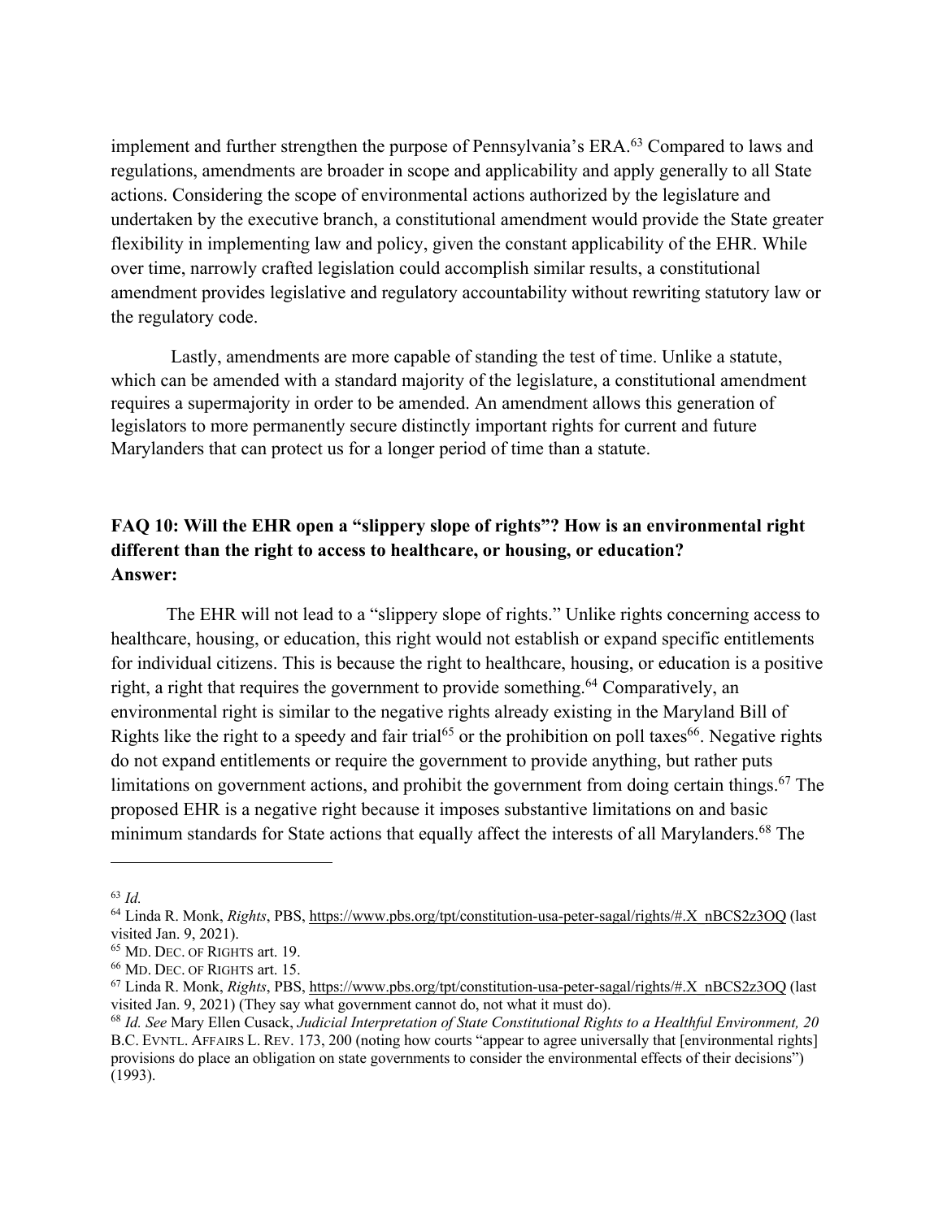implement and further strengthen the purpose of Pennsylvania's ERA.[63] Compared to laws and regulations, amendments are broader in scope and applicability and apply generally to all State actions. Considering the scope of environmental actions authorized by the legislature and undertaken by the executive branch, a constitutional amendment would provide the State greater flexibility in implementing law and policy, given the constant applicability of the EHR. While over time, narrowly crafted legislation could accomplish similar results, a constitutional amendment provides legislative and regulatory accountability without rewriting statutory law or the regulatory code.

Lastly, amendments are more capable of standing the test of time. Unlike a statute, which can be amended with a standard majority of the legislature, a constitutional amendment requires a supermajority in order to be amended. An amendment allows this generation of legislators to more permanently secure distinctly important rights for current and future Marylanders that can protect us for a longer period of time than a statute.

**FAQ 10: Will the EHR open a "slippery slope of rights"? How is an environmental right different than the right to access to healthcare, or housing, or education?**
**Answer:**

The EHR will not lead to a "slippery slope of rights." Unlike rights concerning access to healthcare, housing, or education, this right would not establish or expand specific entitlements for individual citizens. This is because the right to healthcare, housing, or education is a positive right, a right that requires the government to provide something.[64] Comparatively, an environmental right is similar to the negative rights already existing in the Maryland Bill of Rights like the right to a speedy and fair trial[65] or the prohibition on poll taxes[66]. Negative rights do not expand entitlements or require the government to provide anything, but rather puts limitations on government actions, and prohibit the government from doing certain things.[67] The proposed EHR is a negative right because it imposes substantive limitations on and basic minimum standards for State actions that equally affect the interests of all Marylanders.[68] The

---

[63] *Id.*

[64] Linda R. Monk, *Rights*, PBS, https://www.pbs.org/tpt/constitution-usa-peter-sagal/rights/#.X_nBCS2z3OQ (last visited Jan. 9, 2021).

[65] MD. DEC. OF RIGHTS art. 19.

[66] MD. DEC. OF RIGHTS art. 15.

[67] Linda R. Monk, *Rights*, PBS, https://www.pbs.org/tpt/constitution-usa-peter-sagal/rights/#.X_nBCS2z3OQ (last visited Jan. 9, 2021) (They say what government cannot do, not what it must do).

[68] *Id. See* Mary Ellen Cusack, *Judicial Interpretation of State Constitutional Rights to a Healthful Environment, 20* B.C. EVNTL. AFFAIRS L. REV. 173, 200 (noting how courts "appear to agree universally that [environmental rights] provisions do place an obligation on state governments to consider the environmental effects of their decisions") (1993).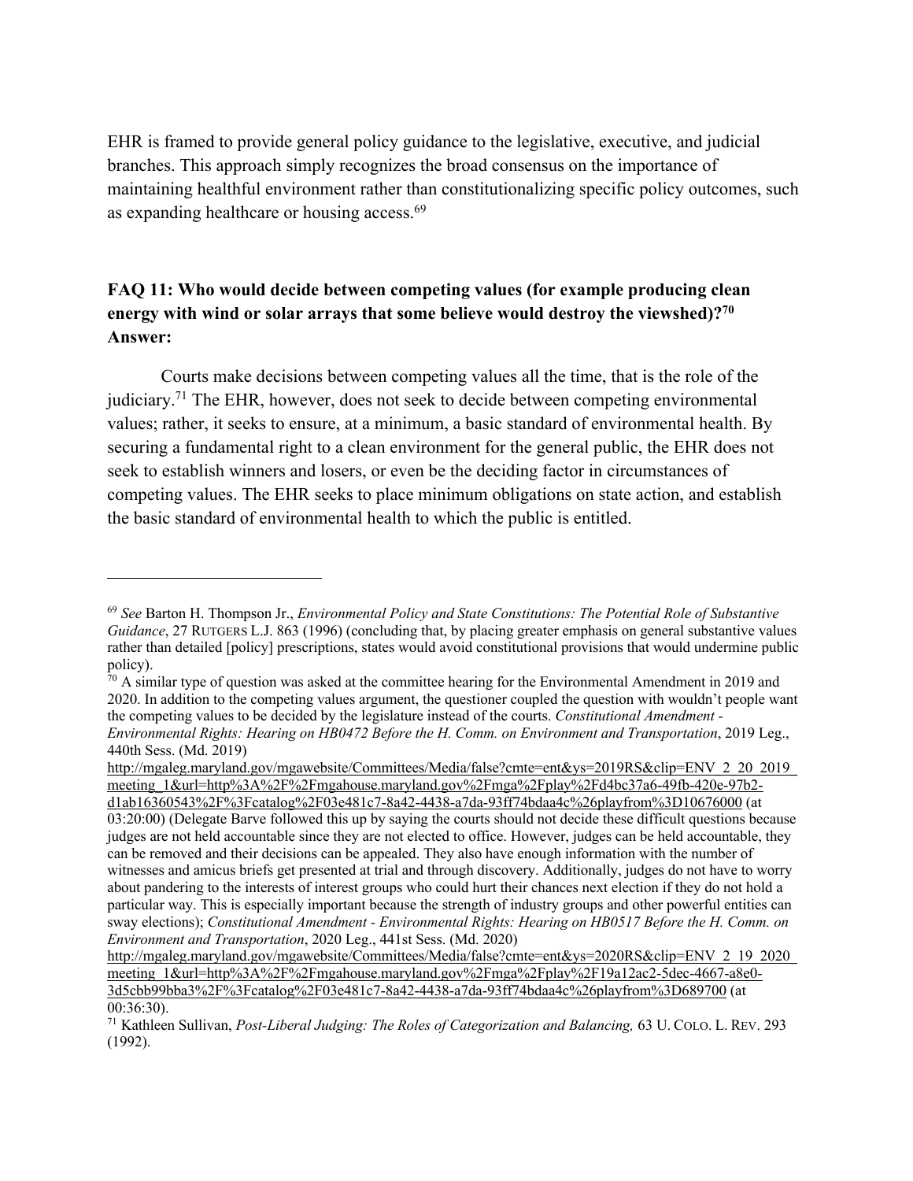EHR is framed to provide general policy guidance to the legislative, executive, and judicial branches. This approach simply recognizes the broad consensus on the importance of maintaining healthful environment rather than constitutionalizing specific policy outcomes, such as expanding healthcare or housing access.[69]

**FAQ 11: Who would decide between competing values (for example producing clean energy with wind or solar arrays that some believe would destroy the viewshed)?[70]**
**Answer:**

Courts make decisions between competing values all the time, that is the role of the judiciary.[71] The EHR, however, does not seek to decide between competing environmental values; rather, it seeks to ensure, at a minimum, a basic standard of environmental health. By securing a fundamental right to a clean environment for the general public, the EHR does not seek to establish winners and losers, or even be the deciding factor in circumstances of competing values. The EHR seeks to place minimum obligations on state action, and establish the basic standard of environmental health to which the public is entitled.

---

[69] *See* Barton H. Thompson Jr., *Environmental Policy and State Constitutions: The Potential Role of Substantive Guidance*, 27 RUTGERS L.J. 863 (1996) (concluding that, by placing greater emphasis on general substantive values rather than detailed [policy] prescriptions, states would avoid constitutional provisions that would undermine public policy).

[70] A similar type of question was asked at the committee hearing for the Environmental Amendment in 2019 and 2020. In addition to the competing values argument, the questioner coupled the question with wouldn't people want the competing values to be decided by the legislature instead of the courts. *Constitutional Amendment - Environmental Rights: Hearing on HB0472 Before the H. Comm. on Environment and Transportation*, 2019 Leg., 440th Sess. (Md. 2019) http://mgaleg.maryland.gov/mgawebsite/Committees/Media/false?cmte=ent&ys=2019RS&clip=ENV_2_20_2019_meeting_1&url=http%3A%2F%2Fmgahouse.maryland.gov%2Fmga%2Fplay%2Fd4bc37a6-49fb-420e-97b2-d1ab16360543%2F%3Fcatalog%2F03e481c7-8a42-4438-a7da-93ff74bdaa4c%26playfrom%3D10676000 (at 03:20:00) (Delegate Barve followed this up by saying the courts should not decide these difficult questions because judges are not held accountable since they are not elected to office. However, judges can be held accountable, they can be removed and their decisions can be appealed. They also have enough information with the number of witnesses and amicus briefs get presented at trial and through discovery. Additionally, judges do not have to worry about pandering to the interests of interest groups who could hurt their chances next election if they do not hold a particular way. This is especially important because the strength of industry groups and other powerful entities can sway elections); *Constitutional Amendment - Environmental Rights: Hearing on HB0517 Before the H. Comm. on Environment and Transportation*, 2020 Leg., 441st Sess. (Md. 2020) http://mgaleg.maryland.gov/mgawebsite/Committees/Media/false?cmte=ent&ys=2020RS&clip=ENV_2_19_2020_meeting_1&url=http%3A%2F%2Fmgahouse.maryland.gov%2Fmga%2Fplay%2F19a12ac2-5dec-4667-a8e0-3d5cbb99bba3%2F%3Fcatalog%2F03e481c7-8a42-4438-a7da-93ff74bdaa4c%26playfrom%3D689700 (at 00:36:30).

[71] Kathleen Sullivan, *Post-Liberal Judging: The Roles of Categorization and Balancing,* 63 U. COLO. L. REV. 293 (1992).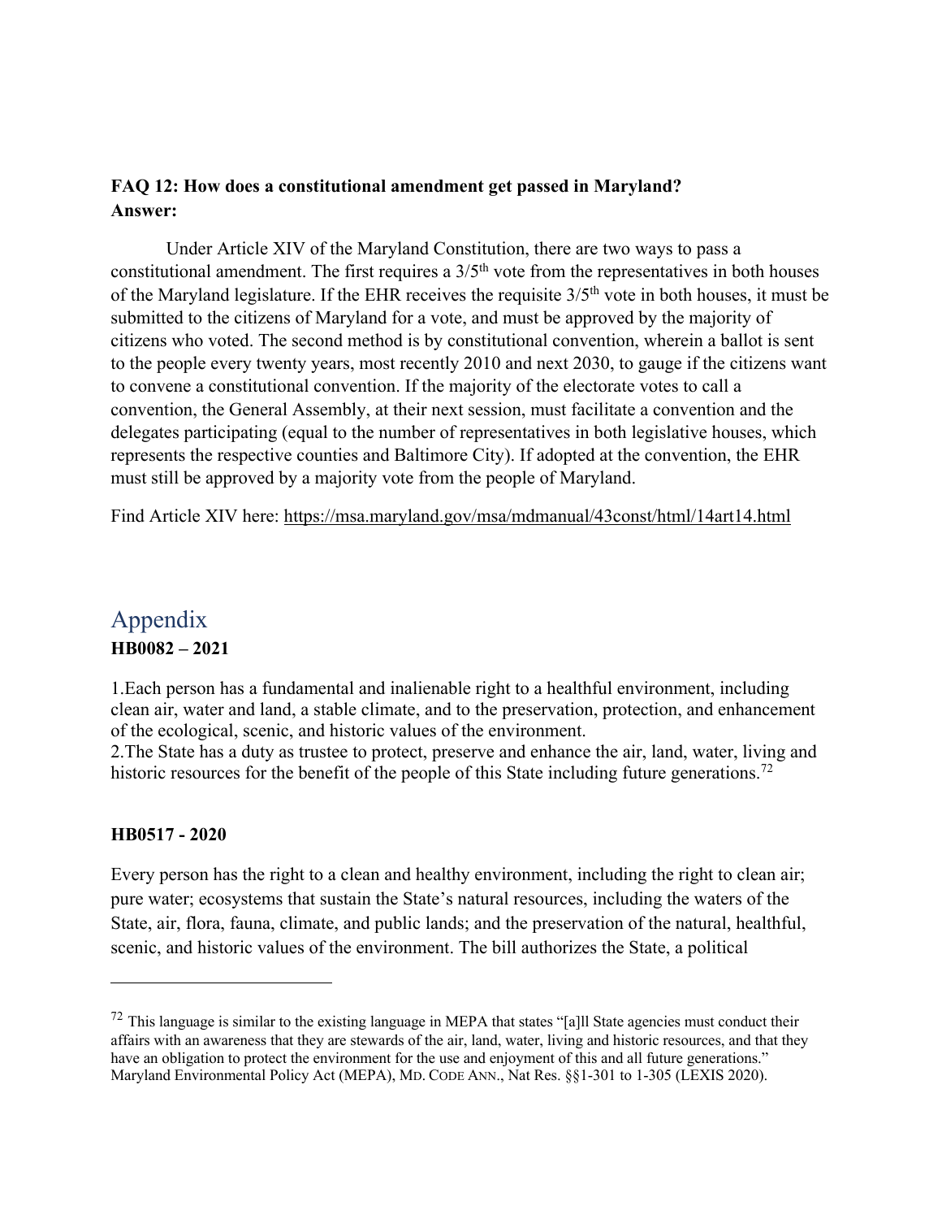**FAQ 12: How does a constitutional amendment get passed in Maryland?**
**Answer:**

Under Article XIV of the Maryland Constitution, there are two ways to pass a constitutional amendment. The first requires a $3/5^{th}$ vote from the representatives in both houses of the Maryland legislature. If the EHR receives the requisite $3/5^{th}$ vote in both houses, it must be submitted to the citizens of Maryland for a vote, and must be approved by the majority of citizens who voted. The second method is by constitutional convention, wherein a ballot is sent to the people every twenty years, most recently 2010 and next 2030, to gauge if the citizens want to convene a constitutional convention. If the majority of the electorate votes to call a convention, the General Assembly, at their next session, must facilitate a convention and the delegates participating (equal to the number of representatives in both legislative houses, which represents the respective counties and Baltimore City). If adopted at the convention, the EHR must still be approved by a majority vote from the people of Maryland.

Find Article XIV here: https://msa.maryland.gov/msa/mdmanual/43const/html/14art14.html

## Appendix

**HB0082 – 2021**

1. Each person has a fundamental and inalienable right to a healthful environment, including clean air, water and land, a stable climate, and to the preservation, protection, and enhancement of the ecological, scenic, and historic values of the environment.
2. The State has a duty as trustee to protect, preserve and enhance the air, land, water, living and historic resources for the benefit of the people of this State including future generations.[72]

**HB0517 - 2020**

Every person has the right to a clean and healthy environment, including the right to clean air; pure water; ecosystems that sustain the State's natural resources, including the waters of the State, air, flora, fauna, climate, and public lands; and the preservation of the natural, healthful, scenic, and historic values of the environment. The bill authorizes the State, a political

---

[72] This language is similar to the existing language in MEPA that states "[a]ll State agencies must conduct their affairs with an awareness that they are stewards of the air, land, water, living and historic resources, and that they have an obligation to protect the environment for the use and enjoyment of this and all future generations." Maryland Environmental Policy Act (MEPA), MD. CODE ANN., Nat Res. §§1-301 to 1-305 (LEXIS 2020).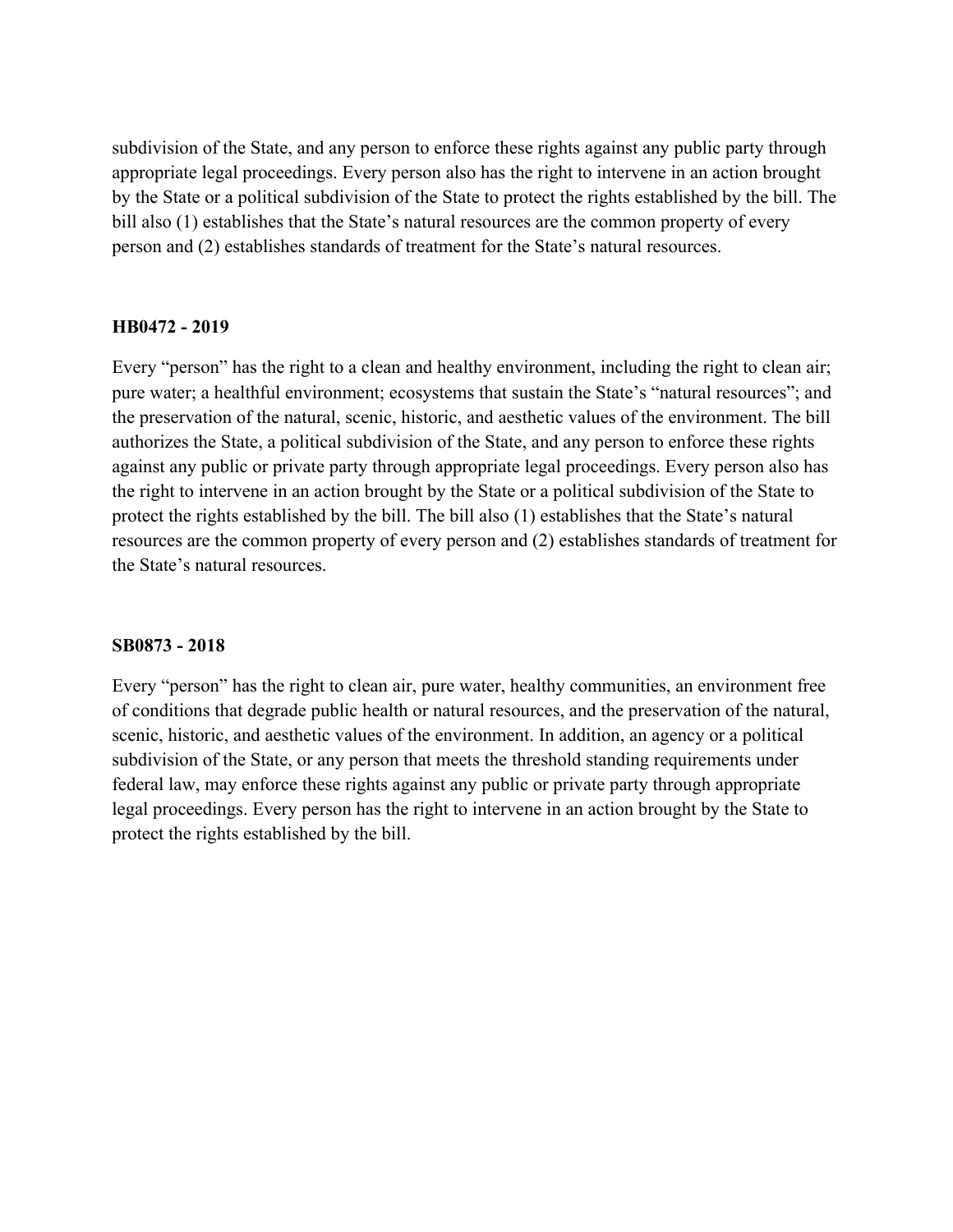subdivision of the State, and any person to enforce these rights against any public party through appropriate legal proceedings. Every person also has the right to intervene in an action brought by the State or a political subdivision of the State to protect the rights established by the bill. The bill also (1) establishes that the State's natural resources are the common property of every person and (2) establishes standards of treatment for the State's natural resources.

**HB0472 - 2019**

Every "person" has the right to a clean and healthy environment, including the right to clean air; pure water; a healthful environment; ecosystems that sustain the State's "natural resources"; and the preservation of the natural, scenic, historic, and aesthetic values of the environment. The bill authorizes the State, a political subdivision of the State, and any person to enforce these rights against any public or private party through appropriate legal proceedings. Every person also has the right to intervene in an action brought by the State or a political subdivision of the State to protect the rights established by the bill. The bill also (1) establishes that the State's natural resources are the common property of every person and (2) establishes standards of treatment for the State's natural resources.

**SB0873 - 2018**

Every "person" has the right to clean air, pure water, healthy communities, an environment free of conditions that degrade public health or natural resources, and the preservation of the natural, scenic, historic, and aesthetic values of the environment. In addition, an agency or a political subdivision of the State, or any person that meets the threshold standing requirements under federal law, may enforce these rights against any public or private party through appropriate legal proceedings. Every person has the right to intervene in an action brought by the State to protect the rights established by the bill.